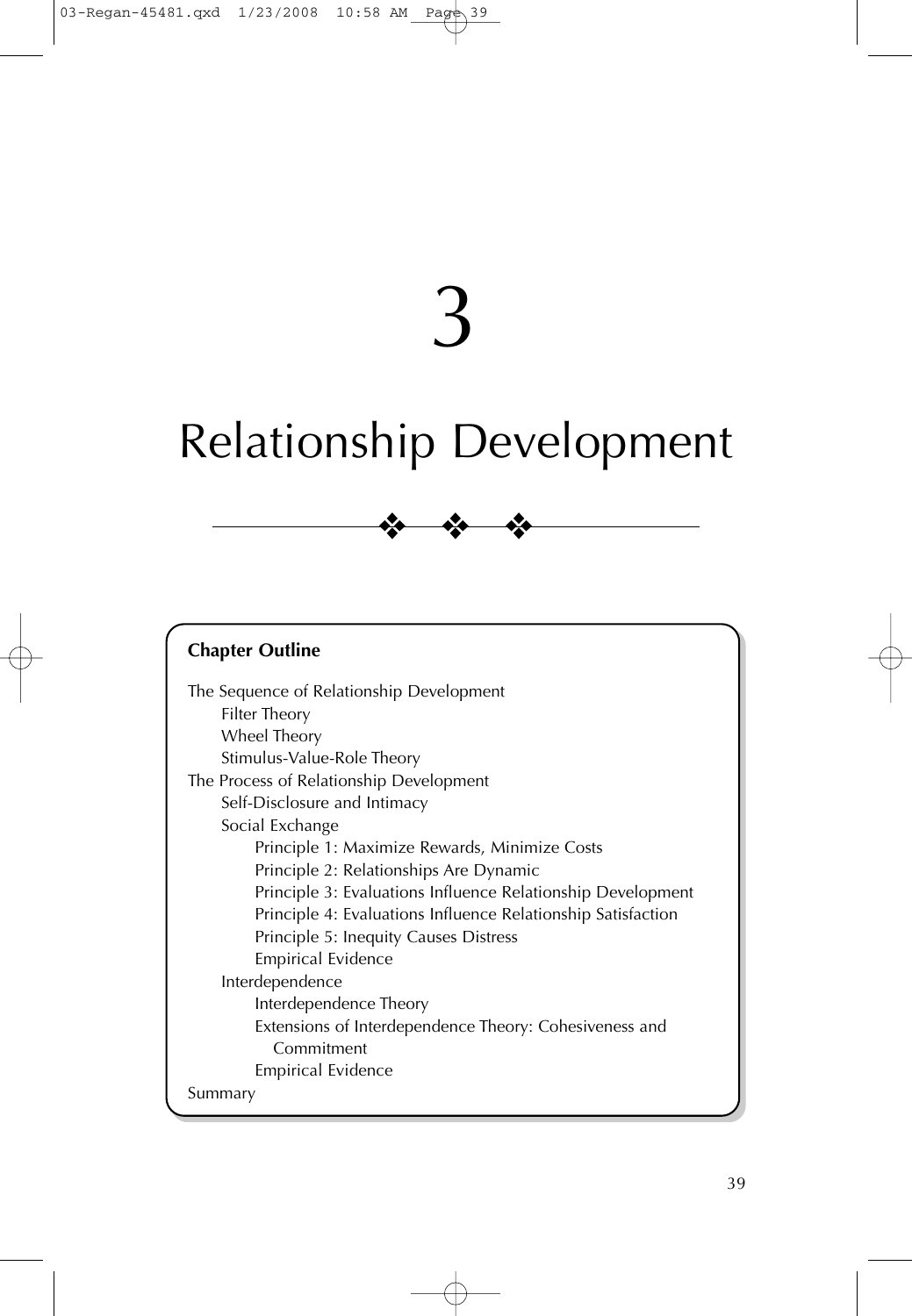# 3

# Relationship Development

## Chapter Outline

- The Sequence of Relationship Development
    - Filter Theory
    - Wheel Theory
    - Stimulus-Value-Role Theory
- The Process of Relationship Development
    - Self-Disclosure and Intimacy
    - Social Exchange
        - Principle 1: Maximize Rewards, Minimize Costs
        - Principle 2: Relationships Are Dynamic
        - Principle 3: Evaluations Influence Relationship Development
        - Principle 4: Evaluations Influence Relationship Satisfaction
        - Principle 5: Inequity Causes Distress
        - Empirical Evidence
    - Interdependence
        - Interdependence Theory
        - Extensions of Interdependence Theory: Cohesiveness and Commitment
        - Empirical Evidence
- Summary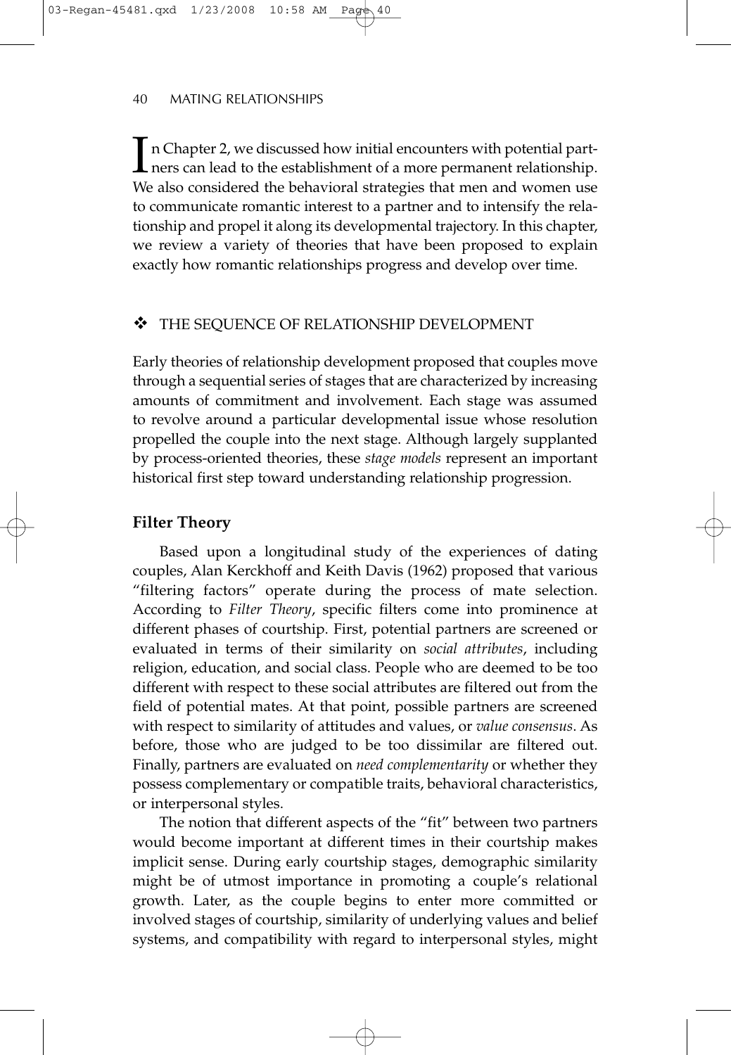In Chapter 2, we discussed how initial encounters with potential partners can lead to the establishment of a more permanent relationship. We also considered the behavioral strategies that men and women use to communicate romantic interest to a partner and to intensify the relationship and propel it along its developmental trajectory. In this chapter, we review a variety of theories that have been proposed to explain exactly how romantic relationships progress and develop over time.

## ❖ THE SEQUENCE OF RELATIONSHIP DEVELOPMENT

Early theories of relationship development proposed that couples move through a sequential series of stages that are characterized by increasing amounts of commitment and involvement. Each stage was assumed to revolve around a particular developmental issue whose resolution propelled the couple into the next stage. Although largely supplanted by process-oriented theories, these *stage models* represent an important historical first step toward understanding relationship progression.

### Filter Theory

Based upon a longitudinal study of the experiences of dating couples, Alan Kerckhoff and Keith Davis (1962) proposed that various "filtering factors" operate during the process of mate selection. According to *Filter Theory*, specific filters come into prominence at different phases of courtship. First, potential partners are screened or evaluated in terms of their similarity on *social attributes*, including religion, education, and social class. People who are deemed to be too different with respect to these social attributes are filtered out from the field of potential mates. At that point, possible partners are screened with respect to similarity of attitudes and values, or *value consensus*. As before, those who are judged to be too dissimilar are filtered out. Finally, partners are evaluated on *need complementarity* or whether they possess complementary or compatible traits, behavioral characteristics, or interpersonal styles.

The notion that different aspects of the "fit" between two partners would become important at different times in their courtship makes implicit sense. During early courtship stages, demographic similarity might be of utmost importance in promoting a couple's relational growth. Later, as the couple begins to enter more committed or involved stages of courtship, similarity of underlying values and belief systems, and compatibility with regard to interpersonal styles, might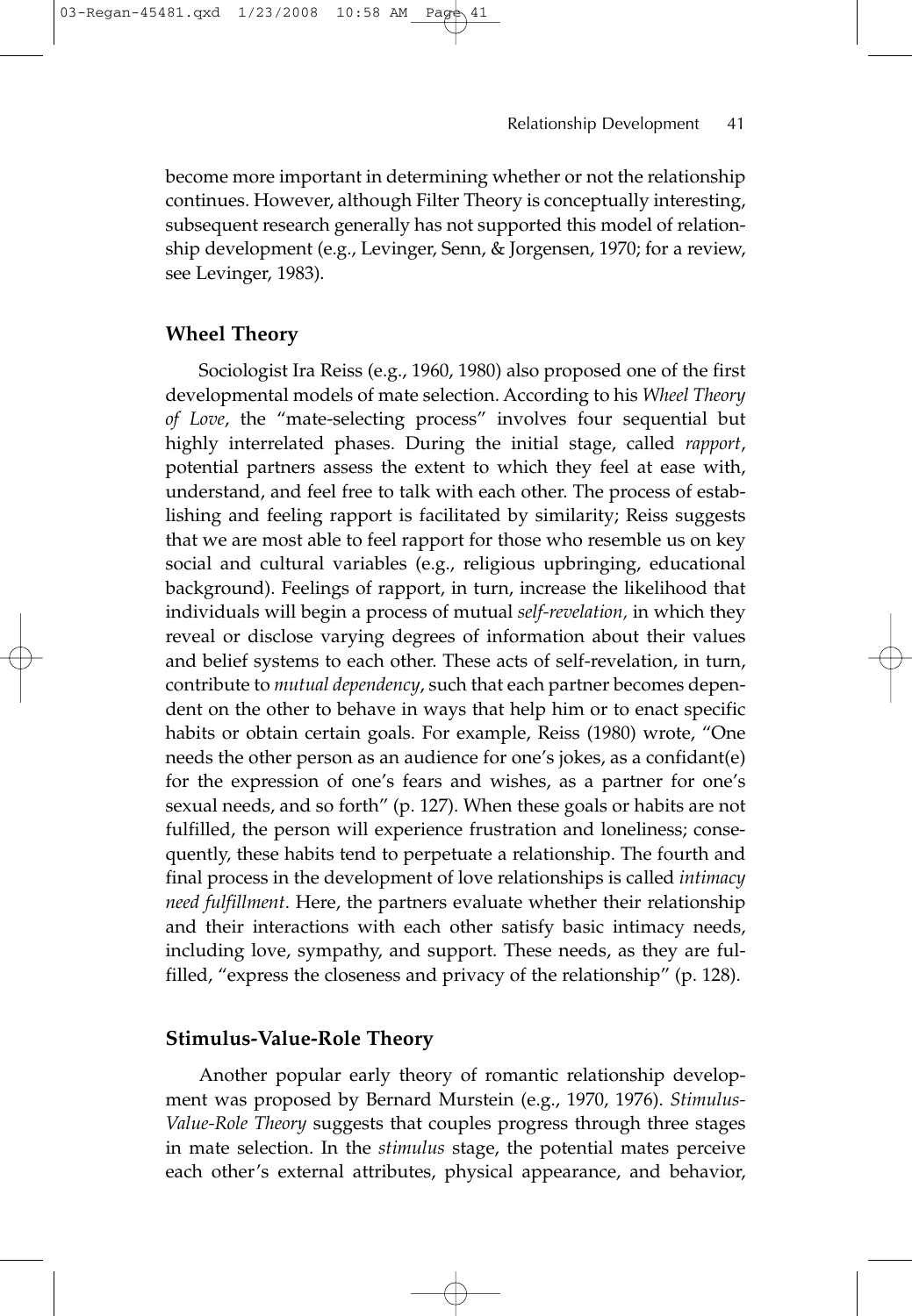become more important in determining whether or not the relationship continues. However, although Filter Theory is conceptually interesting, subsequent research generally has not supported this model of relationship development (e.g., Levinger, Senn, & Jorgensen, 1970; for a review, see Levinger, 1983).

### Wheel Theory

Sociologist Ira Reiss (e.g., 1960, 1980) also proposed one of the first developmental models of mate selection. According to his *Wheel Theory of Love*, the "mate-selecting process" involves four sequential but highly interrelated phases. During the initial stage, called *rapport*, potential partners assess the extent to which they feel at ease with, understand, and feel free to talk with each other. The process of establishing and feeling rapport is facilitated by similarity; Reiss suggests that we are most able to feel rapport for those who resemble us on key social and cultural variables (e.g., religious upbringing, educational background). Feelings of rapport, in turn, increase the likelihood that individuals will begin a process of mutual *self-revelation,* in which they reveal or disclose varying degrees of information about their values and belief systems to each other. These acts of self-revelation, in turn, contribute to *mutual dependency*, such that each partner becomes dependent on the other to behave in ways that help him or to enact specific habits or obtain certain goals. For example, Reiss (1980) wrote, "One needs the other person as an audience for one's jokes, as a confidant(e) for the expression of one's fears and wishes, as a partner for one's sexual needs, and so forth" (p. 127). When these goals or habits are not fulfilled, the person will experience frustration and loneliness; consequently, these habits tend to perpetuate a relationship. The fourth and final process in the development of love relationships is called *intimacy need fulfillment*. Here, the partners evaluate whether their relationship and their interactions with each other satisfy basic intimacy needs, including love, sympathy, and support. These needs, as they are fulfilled, "express the closeness and privacy of the relationship" (p. 128).

### Stimulus-Value-Role Theory

Another popular early theory of romantic relationship development was proposed by Bernard Murstein (e.g., 1970, 1976). *Stimulus-Value-Role Theory* suggests that couples progress through three stages in mate selection. In the *stimulus* stage, the potential mates perceive each other's external attributes, physical appearance, and behavior,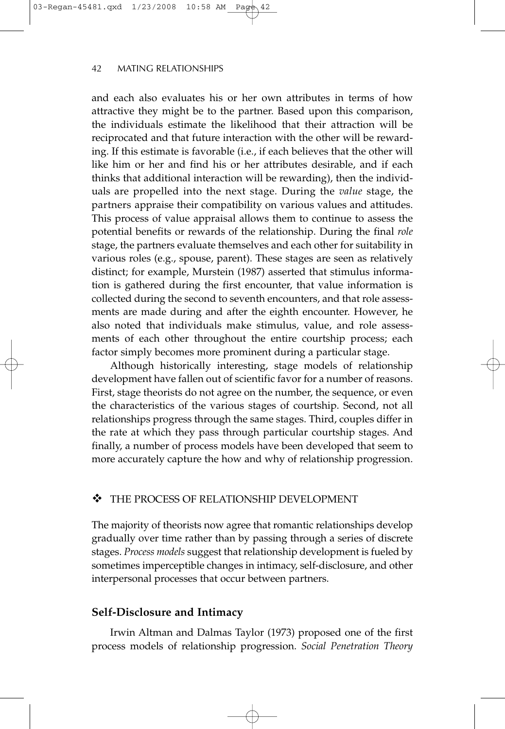and each also evaluates his or her own attributes in terms of how attractive they might be to the partner. Based upon this comparison, the individuals estimate the likelihood that their attraction will be reciprocated and that future interaction with the other will be rewarding. If this estimate is favorable (i.e., if each believes that the other will like him or her and find his or her attributes desirable, and if each thinks that additional interaction will be rewarding), then the individuals are propelled into the next stage. During the *value* stage, the partners appraise their compatibility on various values and attitudes. This process of value appraisal allows them to continue to assess the potential benefits or rewards of the relationship. During the final *role* stage, the partners evaluate themselves and each other for suitability in various roles (e.g., spouse, parent). These stages are seen as relatively distinct; for example, Murstein (1987) asserted that stimulus information is gathered during the first encounter, that value information is collected during the second to seventh encounters, and that role assessments are made during and after the eighth encounter. However, he also noted that individuals make stimulus, value, and role assessments of each other throughout the entire courtship process; each factor simply becomes more prominent during a particular stage.

Although historically interesting, stage models of relationship development have fallen out of scientific favor for a number of reasons. First, stage theorists do not agree on the number, the sequence, or even the characteristics of the various stages of courtship. Second, not all relationships progress through the same stages. Third, couples differ in the rate at which they pass through particular courtship stages. And finally, a number of process models have been developed that seem to more accurately capture the how and why of relationship progression.

## ❖ THE PROCESS OF RELATIONSHIP DEVELOPMENT

The majority of theorists now agree that romantic relationships develop gradually over time rather than by passing through a series of discrete stages. *Process models* suggest that relationship development is fueled by sometimes imperceptible changes in intimacy, self-disclosure, and other interpersonal processes that occur between partners.

### Self-Disclosure and Intimacy

Irwin Altman and Dalmas Taylor (1973) proposed one of the first process models of relationship progression. *Social Penetration Theory*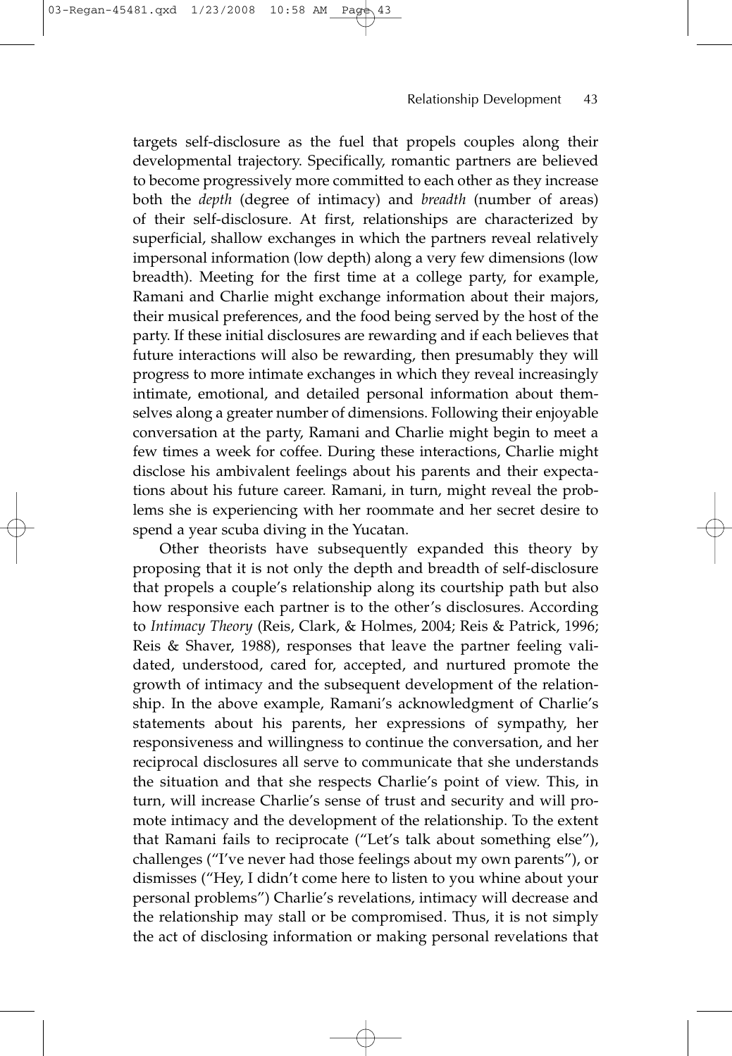targets self-disclosure as the fuel that propels couples along their developmental trajectory. Specifically, romantic partners are believed to become progressively more committed to each other as they increase both the *depth* (degree of intimacy) and *breadth* (number of areas) of their self-disclosure. At first, relationships are characterized by superficial, shallow exchanges in which the partners reveal relatively impersonal information (low depth) along a very few dimensions (low breadth). Meeting for the first time at a college party, for example, Ramani and Charlie might exchange information about their majors, their musical preferences, and the food being served by the host of the party. If these initial disclosures are rewarding and if each believes that future interactions will also be rewarding, then presumably they will progress to more intimate exchanges in which they reveal increasingly intimate, emotional, and detailed personal information about themselves along a greater number of dimensions. Following their enjoyable conversation at the party, Ramani and Charlie might begin to meet a few times a week for coffee. During these interactions, Charlie might disclose his ambivalent feelings about his parents and their expectations about his future career. Ramani, in turn, might reveal the problems she is experiencing with her roommate and her secret desire to spend a year scuba diving in the Yucatan.

Other theorists have subsequently expanded this theory by proposing that it is not only the depth and breadth of self-disclosure that propels a couple's relationship along its courtship path but also how responsive each partner is to the other's disclosures. According to *Intimacy Theory* (Reis, Clark, & Holmes, 2004; Reis & Patrick, 1996; Reis & Shaver, 1988), responses that leave the partner feeling validated, understood, cared for, accepted, and nurtured promote the growth of intimacy and the subsequent development of the relationship. In the above example, Ramani's acknowledgment of Charlie's statements about his parents, her expressions of sympathy, her responsiveness and willingness to continue the conversation, and her reciprocal disclosures all serve to communicate that she understands the situation and that she respects Charlie's point of view. This, in turn, will increase Charlie's sense of trust and security and will promote intimacy and the development of the relationship. To the extent that Ramani fails to reciprocate ("Let's talk about something else"), challenges ("I've never had those feelings about my own parents"), or dismisses ("Hey, I didn't come here to listen to you whine about your personal problems") Charlie's revelations, intimacy will decrease and the relationship may stall or be compromised. Thus, it is not simply the act of disclosing information or making personal revelations that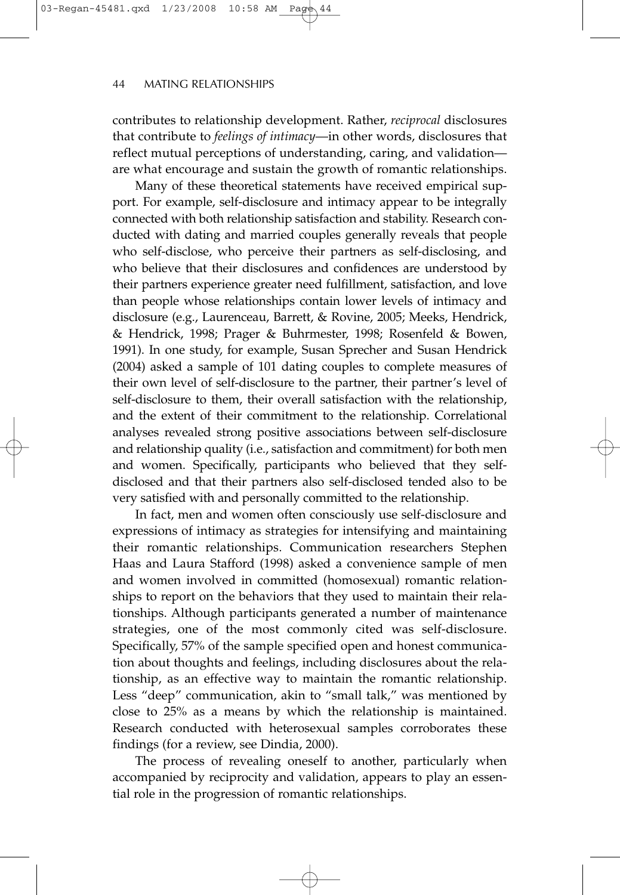contributes to relationship development. Rather, *reciprocal* disclosures that contribute to *feelings of intimacy*—in other words, disclosures that reflect mutual perceptions of understanding, caring, and validation—are what encourage and sustain the growth of romantic relationships.

Many of these theoretical statements have received empirical support. For example, self-disclosure and intimacy appear to be integrally connected with both relationship satisfaction and stability. Research conducted with dating and married couples generally reveals that people who self-disclose, who perceive their partners as self-disclosing, and who believe that their disclosures and confidences are understood by their partners experience greater need fulfillment, satisfaction, and love than people whose relationships contain lower levels of intimacy and disclosure (e.g., Laurenceau, Barrett, & Rovine, 2005; Meeks, Hendrick, & Hendrick, 1998; Prager & Buhrmester, 1998; Rosenfeld & Bowen, 1991). In one study, for example, Susan Sprecher and Susan Hendrick (2004) asked a sample of 101 dating couples to complete measures of their own level of self-disclosure to the partner, their partner's level of self-disclosure to them, their overall satisfaction with the relationship, and the extent of their commitment to the relationship. Correlational analyses revealed strong positive associations between self-disclosure and relationship quality (i.e., satisfaction and commitment) for both men and women. Specifically, participants who believed that they self-disclosed and that their partners also self-disclosed tended also to be very satisfied with and personally committed to the relationship.

In fact, men and women often consciously use self-disclosure and expressions of intimacy as strategies for intensifying and maintaining their romantic relationships. Communication researchers Stephen Haas and Laura Stafford (1998) asked a convenience sample of men and women involved in committed (homosexual) romantic relationships to report on the behaviors that they used to maintain their relationships. Although participants generated a number of maintenance strategies, one of the most commonly cited was self-disclosure. Specifically, 57% of the sample specified open and honest communication about thoughts and feelings, including disclosures about the relationship, as an effective way to maintain the romantic relationship. Less "deep" communication, akin to "small talk," was mentioned by close to 25% as a means by which the relationship is maintained. Research conducted with heterosexual samples corroborates these findings (for a review, see Dindia, 2000).

The process of revealing oneself to another, particularly when accompanied by reciprocity and validation, appears to play an essential role in the progression of romantic relationships.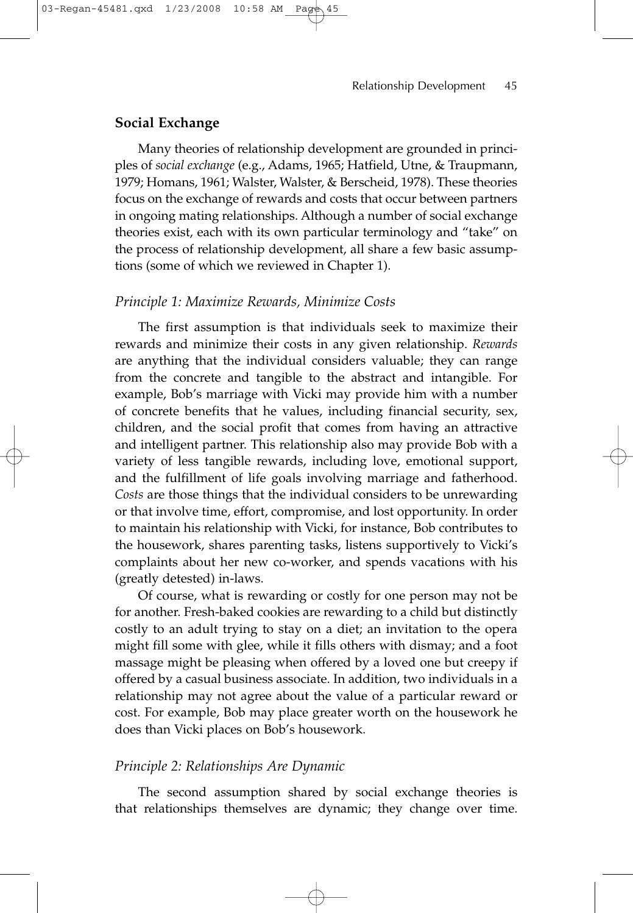## Social Exchange

Many theories of relationship development are grounded in principles of *social exchange* (e.g., Adams, 1965; Hatfield, Utne, & Traupmann, 1979; Homans, 1961; Walster, Walster, & Berscheid, 1978). These theories focus on the exchange of rewards and costs that occur between partners in ongoing mating relationships. Although a number of social exchange theories exist, each with its own particular terminology and "take" on the process of relationship development, all share a few basic assumptions (some of which we reviewed in Chapter 1).

### *Principle 1: Maximize Rewards, Minimize Costs*

The first assumption is that individuals seek to maximize their rewards and minimize their costs in any given relationship. *Rewards* are anything that the individual considers valuable; they can range from the concrete and tangible to the abstract and intangible. For example, Bob's marriage with Vicki may provide him with a number of concrete benefits that he values, including financial security, sex, children, and the social profit that comes from having an attractive and intelligent partner. This relationship also may provide Bob with a variety of less tangible rewards, including love, emotional support, and the fulfillment of life goals involving marriage and fatherhood. *Costs* are those things that the individual considers to be unrewarding or that involve time, effort, compromise, and lost opportunity. In order to maintain his relationship with Vicki, for instance, Bob contributes to the housework, shares parenting tasks, listens supportively to Vicki's complaints about her new co-worker, and spends vacations with his (greatly detested) in-laws.

Of course, what is rewarding or costly for one person may not be for another. Fresh-baked cookies are rewarding to a child but distinctly costly to an adult trying to stay on a diet; an invitation to the opera might fill some with glee, while it fills others with dismay; and a foot massage might be pleasing when offered by a loved one but creepy if offered by a casual business associate. In addition, two individuals in a relationship may not agree about the value of a particular reward or cost. For example, Bob may place greater worth on the housework he does than Vicki places on Bob's housework.

### *Principle 2: Relationships Are Dynamic*

The second assumption shared by social exchange theories is that relationships themselves are dynamic; they change over time.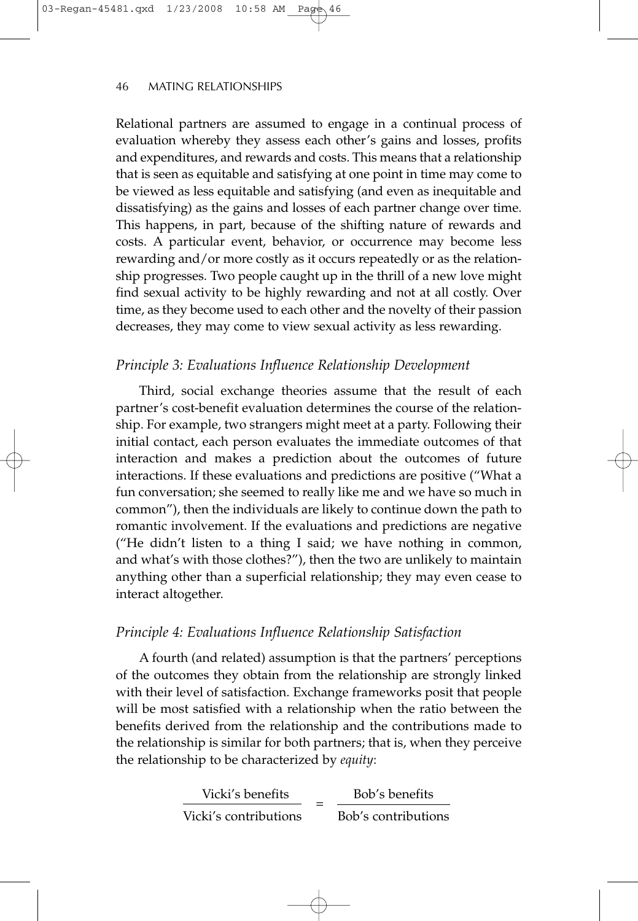Relational partners are assumed to engage in a continual process of evaluation whereby they assess each other's gains and losses, profits and expenditures, and rewards and costs. This means that a relationship that is seen as equitable and satisfying at one point in time may come to be viewed as less equitable and satisfying (and even as inequitable and dissatisfying) as the gains and losses of each partner change over time. This happens, in part, because of the shifting nature of rewards and costs. A particular event, behavior, or occurrence may become less rewarding and/or more costly as it occurs repeatedly or as the relationship progresses. Two people caught up in the thrill of a new love might find sexual activity to be highly rewarding and not at all costly. Over time, as they become used to each other and the novelty of their passion decreases, they may come to view sexual activity as less rewarding.

### *Principle 3: Evaluations Influence Relationship Development*

Third, social exchange theories assume that the result of each partner's cost-benefit evaluation determines the course of the relationship. For example, two strangers might meet at a party. Following their initial contact, each person evaluates the immediate outcomes of that interaction and makes a prediction about the outcomes of future interactions. If these evaluations and predictions are positive ("What a fun conversation; she seemed to really like me and we have so much in common"), then the individuals are likely to continue down the path to romantic involvement. If the evaluations and predictions are negative ("He didn't listen to a thing I said; we have nothing in common, and what's with those clothes?"), then the two are unlikely to maintain anything other than a superficial relationship; they may even cease to interact altogether.

### *Principle 4: Evaluations Influence Relationship Satisfaction*

A fourth (and related) assumption is that the partners' perceptions of the outcomes they obtain from the relationship are strongly linked with their level of satisfaction. Exchange frameworks posit that people will be most satisfied with a relationship when the ratio between the benefits derived from the relationship and the contributions made to the relationship is similar for both partners; that is, when they perceive the relationship to be characterized by *equity*:

$$\frac{\text{Vicki's benefits}}{\text{Vicki's contributions}} = \frac{\text{Bob's benefits}}{\text{Bob's contributions}}$$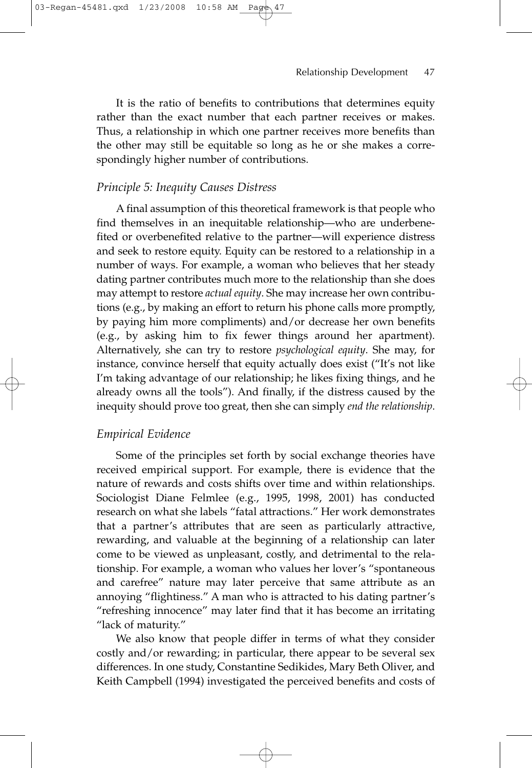It is the ratio of benefits to contributions that determines equity rather than the exact number that each partner receives or makes. Thus, a relationship in which one partner receives more benefits than the other may still be equitable so long as he or she makes a correspondingly higher number of contributions.

### *Principle 5: Inequity Causes Distress*

A final assumption of this theoretical framework is that people who find themselves in an inequitable relationship—who are underbenefited or overbenefited relative to the partner—will experience distress and seek to restore equity. Equity can be restored to a relationship in a number of ways. For example, a woman who believes that her steady dating partner contributes much more to the relationship than she does may attempt to restore *actual equity*. She may increase her own contributions (e.g., by making an effort to return his phone calls more promptly, by paying him more compliments) and/or decrease her own benefits (e.g., by asking him to fix fewer things around her apartment). Alternatively, she can try to restore *psychological equity*. She may, for instance, convince herself that equity actually does exist ("It's not like I'm taking advantage of our relationship; he likes fixing things, and he already owns all the tools"). And finally, if the distress caused by the inequity should prove too great, then she can simply *end the relationship*.

### *Empirical Evidence*

Some of the principles set forth by social exchange theories have received empirical support. For example, there is evidence that the nature of rewards and costs shifts over time and within relationships. Sociologist Diane Felmlee (e.g., 1995, 1998, 2001) has conducted research on what she labels "fatal attractions." Her work demonstrates that a partner's attributes that are seen as particularly attractive, rewarding, and valuable at the beginning of a relationship can later come to be viewed as unpleasant, costly, and detrimental to the relationship. For example, a woman who values her lover's "spontaneous and carefree" nature may later perceive that same attribute as an annoying "flightiness." A man who is attracted to his dating partner's "refreshing innocence" may later find that it has become an irritating "lack of maturity."

We also know that people differ in terms of what they consider costly and/or rewarding; in particular, there appear to be several sex differences. In one study, Constantine Sedikides, Mary Beth Oliver, and Keith Campbell (1994) investigated the perceived benefits and costs of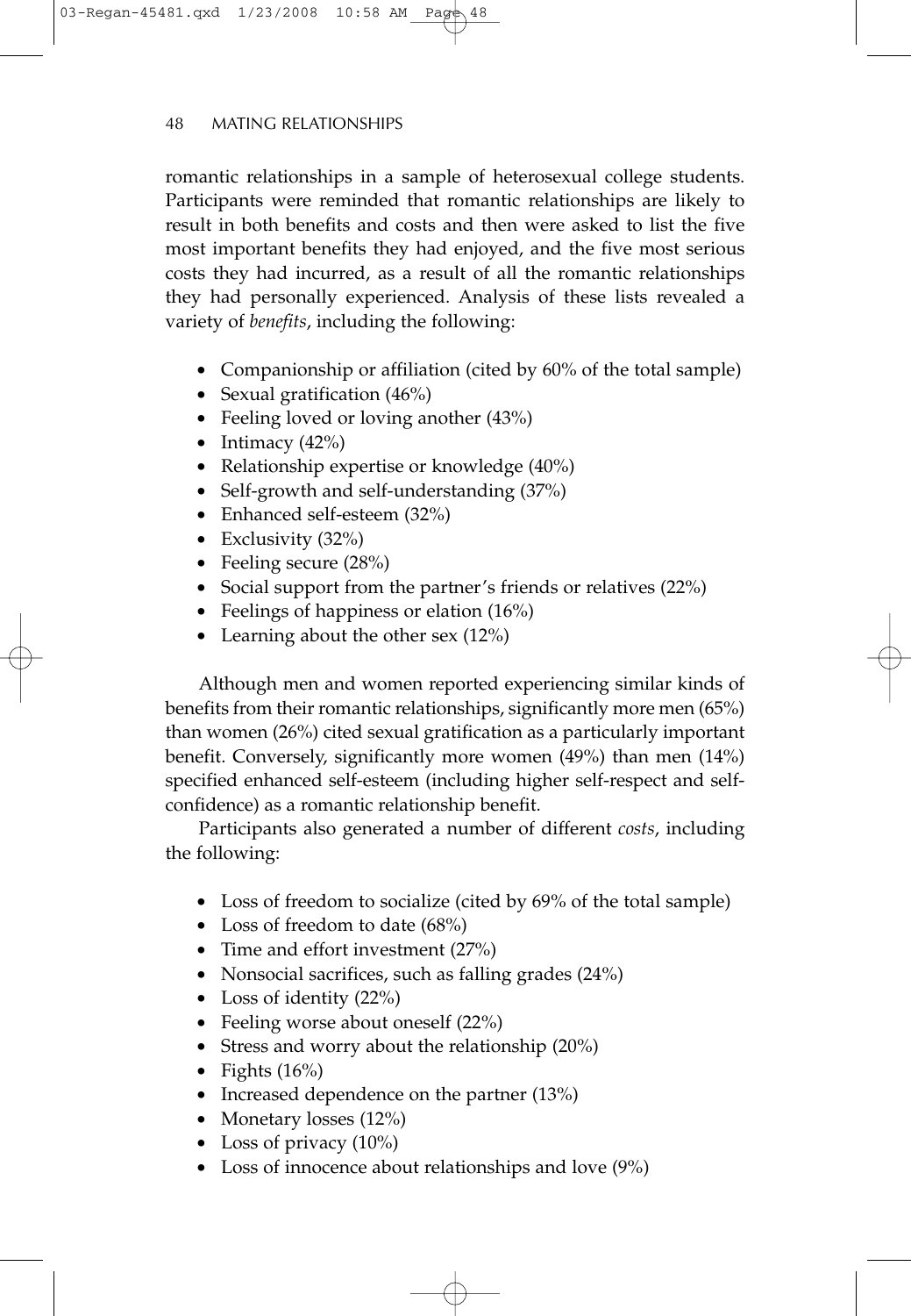romantic relationships in a sample of heterosexual college students. Participants were reminded that romantic relationships are likely to result in both benefits and costs and then were asked to list the five most important benefits they had enjoyed, and the five most serious costs they had incurred, as a result of all the romantic relationships they had personally experienced. Analysis of these lists revealed a variety of *benefits*, including the following:

- Companionship or affiliation (cited by 60% of the total sample)
- Sexual gratification (46%)
- Feeling loved or loving another (43%)
- Intimacy (42%)
- Relationship expertise or knowledge (40%)
- Self-growth and self-understanding (37%)
- Enhanced self-esteem (32%)
- Exclusivity (32%)
- Feeling secure (28%)
- Social support from the partner's friends or relatives (22%)
- Feelings of happiness or elation (16%)
- Learning about the other sex (12%)

Although men and women reported experiencing similar kinds of benefits from their romantic relationships, significantly more men (65%) than women (26%) cited sexual gratification as a particularly important benefit. Conversely, significantly more women (49%) than men (14%) specified enhanced self-esteem (including higher self-respect and self-confidence) as a romantic relationship benefit.

Participants also generated a number of different *costs*, including the following:

- Loss of freedom to socialize (cited by 69% of the total sample)
- Loss of freedom to date (68%)
- Time and effort investment (27%)
- Nonsocial sacrifices, such as falling grades (24%)
- Loss of identity (22%)
- Feeling worse about oneself (22%)
- Stress and worry about the relationship (20%)
- Fights (16%)
- Increased dependence on the partner (13%)
- Monetary losses (12%)
- Loss of privacy (10%)
- Loss of innocence about relationships and love (9%)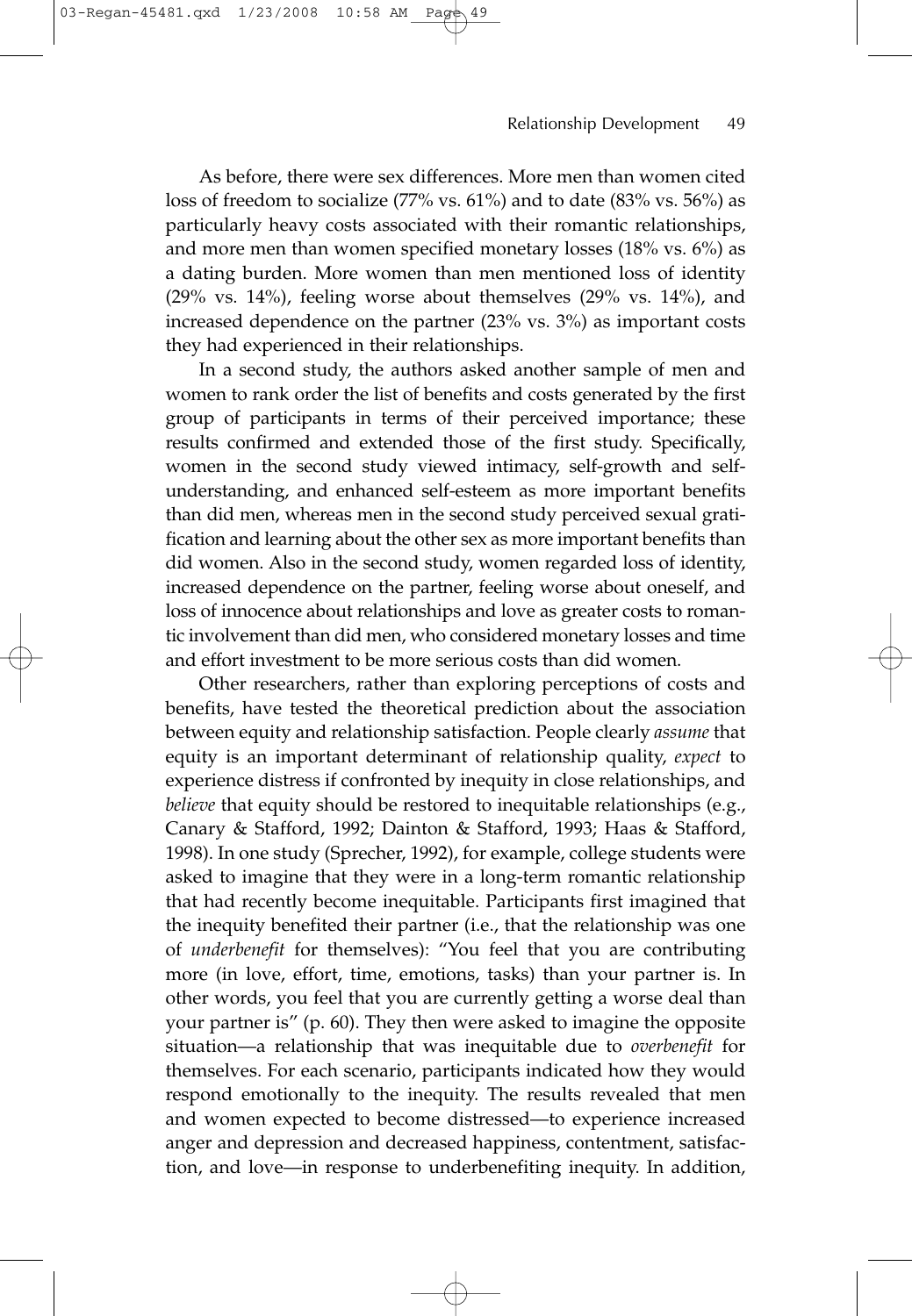As before, there were sex differences. More men than women cited loss of freedom to socialize (77% vs. 61%) and to date (83% vs. 56%) as particularly heavy costs associated with their romantic relationships, and more men than women specified monetary losses (18% vs. 6%) as a dating burden. More women than men mentioned loss of identity (29% vs. 14%), feeling worse about themselves (29% vs. 14%), and increased dependence on the partner (23% vs. 3%) as important costs they had experienced in their relationships.

In a second study, the authors asked another sample of men and women to rank order the list of benefits and costs generated by the first group of participants in terms of their perceived importance; these results confirmed and extended those of the first study. Specifically, women in the second study viewed intimacy, self-growth and self-understanding, and enhanced self-esteem as more important benefits than did men, whereas men in the second study perceived sexual gratification and learning about the other sex as more important benefits than did women. Also in the second study, women regarded loss of identity, increased dependence on the partner, feeling worse about oneself, and loss of innocence about relationships and love as greater costs to romantic involvement than did men, who considered monetary losses and time and effort investment to be more serious costs than did women.

Other researchers, rather than exploring perceptions of costs and benefits, have tested the theoretical prediction about the association between equity and relationship satisfaction. People clearly *assume* that equity is an important determinant of relationship quality, *expect* to experience distress if confronted by inequity in close relationships, and *believe* that equity should be restored to inequitable relationships (e.g., Canary & Stafford, 1992; Dainton & Stafford, 1993; Haas & Stafford, 1998). In one study (Sprecher, 1992), for example, college students were asked to imagine that they were in a long-term romantic relationship that had recently become inequitable. Participants first imagined that the inequity benefited their partner (i.e., that the relationship was one of *underbenefit* for themselves): "You feel that you are contributing more (in love, effort, time, emotions, tasks) than your partner is. In other words, you feel that you are currently getting a worse deal than your partner is" (p. 60). They then were asked to imagine the opposite situation—a relationship that was inequitable due to *overbenefit* for themselves. For each scenario, participants indicated how they would respond emotionally to the inequity. The results revealed that men and women expected to become distressed—to experience increased anger and depression and decreased happiness, contentment, satisfaction, and love—in response to underbenefiting inequity. In addition,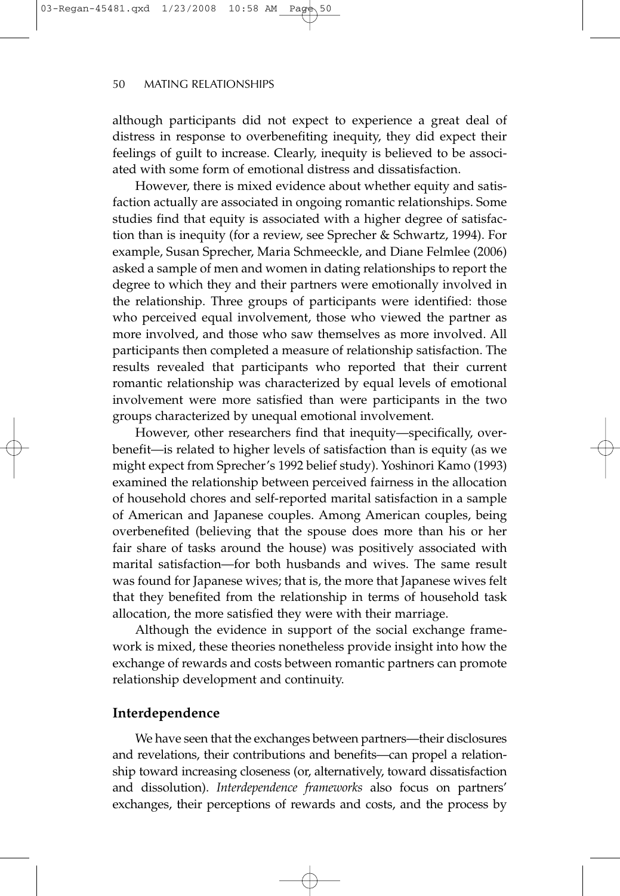although participants did not expect to experience a great deal of distress in response to overbenefiting inequity, they did expect their feelings of guilt to increase. Clearly, inequity is believed to be associated with some form of emotional distress and dissatisfaction.

However, there is mixed evidence about whether equity and satisfaction actually are associated in ongoing romantic relationships. Some studies find that equity is associated with a higher degree of satisfaction than is inequity (for a review, see Sprecher & Schwartz, 1994). For example, Susan Sprecher, Maria Schmeeckle, and Diane Felmlee (2006) asked a sample of men and women in dating relationships to report the degree to which they and their partners were emotionally involved in the relationship. Three groups of participants were identified: those who perceived equal involvement, those who viewed the partner as more involved, and those who saw themselves as more involved. All participants then completed a measure of relationship satisfaction. The results revealed that participants who reported that their current romantic relationship was characterized by equal levels of emotional involvement were more satisfied than were participants in the two groups characterized by unequal emotional involvement.

However, other researchers find that inequity—specifically, overbenefit—is related to higher levels of satisfaction than is equity (as we might expect from Sprecher's 1992 belief study). Yoshinori Kamo (1993) examined the relationship between perceived fairness in the allocation of household chores and self-reported marital satisfaction in a sample of American and Japanese couples. Among American couples, being overbenefited (believing that the spouse does more than his or her fair share of tasks around the house) was positively associated with marital satisfaction—for both husbands and wives. The same result was found for Japanese wives; that is, the more that Japanese wives felt that they benefited from the relationship in terms of household task allocation, the more satisfied they were with their marriage.

Although the evidence in support of the social exchange framework is mixed, these theories nonetheless provide insight into how the exchange of rewards and costs between romantic partners can promote relationship development and continuity.

### Interdependence

We have seen that the exchanges between partners—their disclosures and revelations, their contributions and benefits—can propel a relationship toward increasing closeness (or, alternatively, toward dissatisfaction and dissolution). *Interdependence frameworks* also focus on partners' exchanges, their perceptions of rewards and costs, and the process by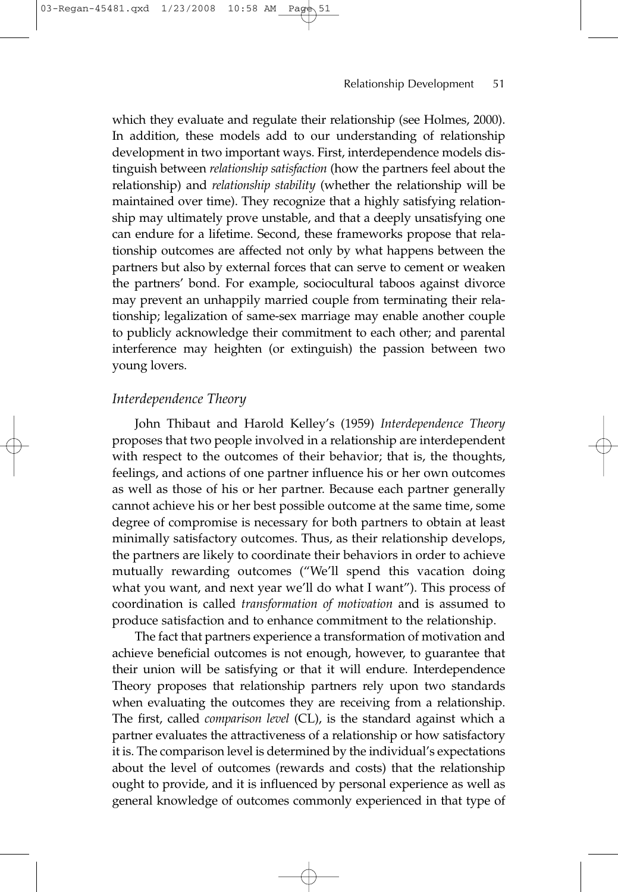which they evaluate and regulate their relationship (see Holmes, 2000). In addition, these models add to our understanding of relationship development in two important ways. First, interdependence models distinguish between *relationship satisfaction* (how the partners feel about the relationship) and *relationship stability* (whether the relationship will be maintained over time). They recognize that a highly satisfying relationship may ultimately prove unstable, and that a deeply unsatisfying one can endure for a lifetime. Second, these frameworks propose that relationship outcomes are affected not only by what happens between the partners but also by external forces that can serve to cement or weaken the partners' bond. For example, sociocultural taboos against divorce may prevent an unhappily married couple from terminating their relationship; legalization of same-sex marriage may enable another couple to publicly acknowledge their commitment to each other; and parental interference may heighten (or extinguish) the passion between two young lovers.

### *Interdependence Theory*

John Thibaut and Harold Kelley's (1959) *Interdependence Theory* proposes that two people involved in a relationship are interdependent with respect to the outcomes of their behavior; that is, the thoughts, feelings, and actions of one partner influence his or her own outcomes as well as those of his or her partner. Because each partner generally cannot achieve his or her best possible outcome at the same time, some degree of compromise is necessary for both partners to obtain at least minimally satisfactory outcomes. Thus, as their relationship develops, the partners are likely to coordinate their behaviors in order to achieve mutually rewarding outcomes ("We'll spend this vacation doing what you want, and next year we'll do what I want"). This process of coordination is called *transformation of motivation* and is assumed to produce satisfaction and to enhance commitment to the relationship.

The fact that partners experience a transformation of motivation and achieve beneficial outcomes is not enough, however, to guarantee that their union will be satisfying or that it will endure. Interdependence Theory proposes that relationship partners rely upon two standards when evaluating the outcomes they are receiving from a relationship. The first, called *comparison level* (CL), is the standard against which a partner evaluates the attractiveness of a relationship or how satisfactory it is. The comparison level is determined by the individual's expectations about the level of outcomes (rewards and costs) that the relationship ought to provide, and it is influenced by personal experience as well as general knowledge of outcomes commonly experienced in that type of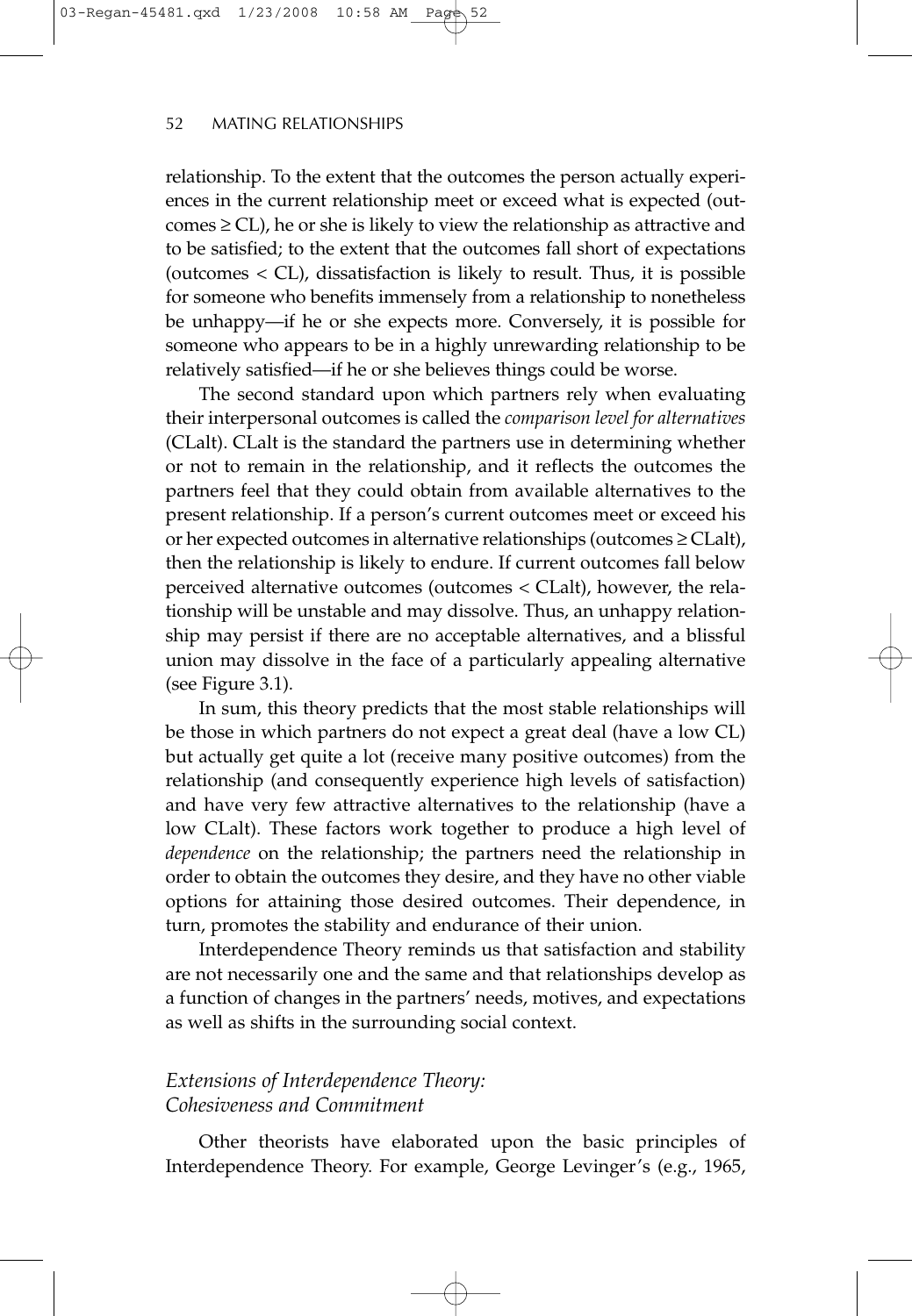relationship. To the extent that the outcomes the person actually experiences in the current relationship meet or exceed what is expected (outcomes $\geq$ CL), he or she is likely to view the relationship as attractive and to be satisfied; to the extent that the outcomes fall short of expectations (outcomes < CL), dissatisfaction is likely to result. Thus, it is possible for someone who benefits immensely from a relationship to nonetheless be unhappy—if he or she expects more. Conversely, it is possible for someone who appears to be in a highly unrewarding relationship to be relatively satisfied—if he or she believes things could be worse.

The second standard upon which partners rely when evaluating their interpersonal outcomes is called the *comparison level for alternatives* (CLalt). CLalt is the standard the partners use in determining whether or not to remain in the relationship, and it reflects the outcomes the partners feel that they could obtain from available alternatives to the present relationship. If a person's current outcomes meet or exceed his or her expected outcomes in alternative relationships (outcomes $\geq$ CLalt), then the relationship is likely to endure. If current outcomes fall below perceived alternative outcomes (outcomes < CLalt), however, the relationship will be unstable and may dissolve. Thus, an unhappy relationship may persist if there are no acceptable alternatives, and a blissful union may dissolve in the face of a particularly appealing alternative (see Figure 3.1).

In sum, this theory predicts that the most stable relationships will be those in which partners do not expect a great deal (have a low CL) but actually get quite a lot (receive many positive outcomes) from the relationship (and consequently experience high levels of satisfaction) and have very few attractive alternatives to the relationship (have a low CLalt). These factors work together to produce a high level of *dependence* on the relationship; the partners need the relationship in order to obtain the outcomes they desire, and they have no other viable options for attaining those desired outcomes. Their dependence, in turn, promotes the stability and endurance of their union.

Interdependence Theory reminds us that satisfaction and stability are not necessarily one and the same and that relationships develop as a function of changes in the partners' needs, motives, and expectations as well as shifts in the surrounding social context.

### *Extensions of Interdependence Theory: Cohesiveness and Commitment*

Other theorists have elaborated upon the basic principles of Interdependence Theory. For example, George Levinger's (e.g., 1965,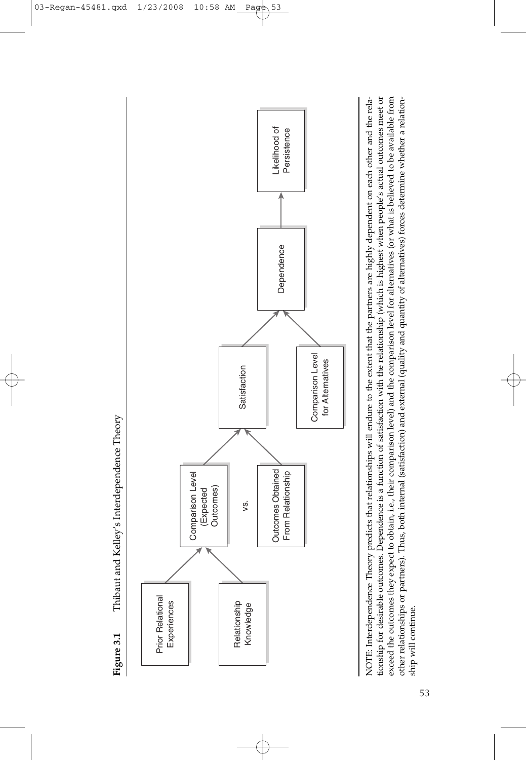**Figure 3.1** Thibaut and Kelley's Interdependence Theory

```
Prior Relational Experiences ──┐
                               ├──> Comparison Level (Expected Outcomes) ──┐
Relationship Knowledge ────────┘              vs.                           ├──> Satisfaction ──┐
                                 Outcomes Obtained From Relationship ───────┘                    ├──> Dependence ──> Likelihood of Persistence
                                                              Comparison Level for Alternatives ─┘
```

NOTE: Interdependence Theory predicts that relationships will endure to the extent that the partners are highly dependent on each other and the relationship for desirable outcomes. Dependence is a function of satisfaction with the relationship (which is highest when people's actual outcomes meet or exceed the outcomes they expect to obtain, i.e., their comparison level) and the comparison level for alternatives (or what is believed to be available from other relationships or partners). Thus, both internal (satisfaction) and external (quality and quantity of alternatives) forces determine whether a relationship will continue.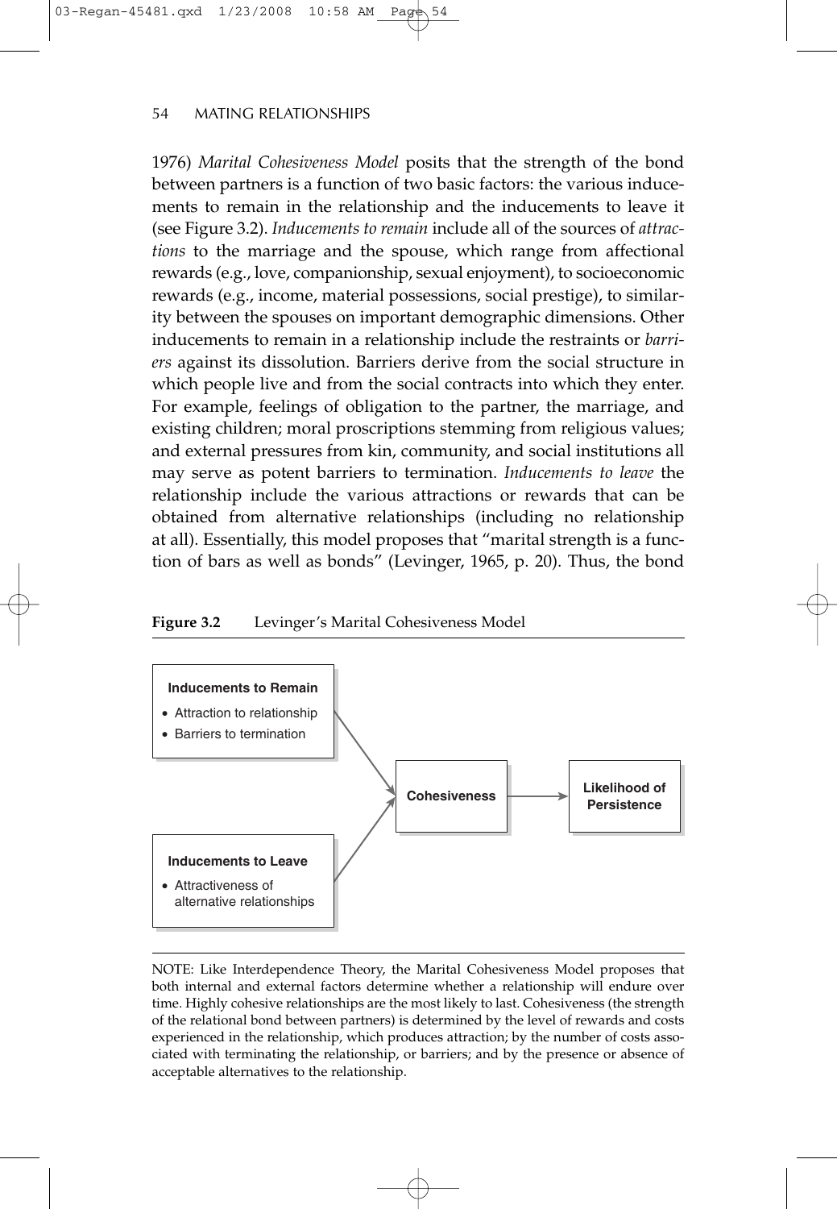1976) *Marital Cohesiveness Model* posits that the strength of the bond between partners is a function of two basic factors: the various inducements to remain in the relationship and the inducements to leave it (see Figure 3.2). *Inducements to remain* include all of the sources of *attractions* to the marriage and the spouse, which range from affectional rewards (e.g., love, companionship, sexual enjoyment), to socioeconomic rewards (e.g., income, material possessions, social prestige), to similarity between the spouses on important demographic dimensions. Other inducements to remain in a relationship include the restraints or *barriers* against its dissolution. Barriers derive from the social structure in which people live and from the social contracts into which they enter. For example, feelings of obligation to the partner, the marriage, and existing children; moral proscriptions stemming from religious values; and external pressures from kin, community, and social institutions all may serve as potent barriers to termination. *Inducements to leave* the relationship include the various attractions or rewards that can be obtained from alternative relationships (including no relationship at all). Essentially, this model proposes that "marital strength is a function of bars as well as bonds" (Levinger, 1965, p. 20). Thus, the bond

**Figure 3.2** Levinger's Marital Cohesiveness Model

**Inducements to Remain**
- Attraction to relationship
- Barriers to termination

**Inducements to Leave**
- Attractiveness of alternative relationships

**Cohesiveness**

**Likelihood of Persistence**

NOTE: Like Interdependence Theory, the Marital Cohesiveness Model proposes that both internal and external factors determine whether a relationship will endure over time. Highly cohesive relationships are the most likely to last. Cohesiveness (the strength of the relational bond between partners) is determined by the level of rewards and costs experienced in the relationship, which produces attraction; by the number of costs associated with terminating the relationship, or barriers; and by the presence or absence of acceptable alternatives to the relationship.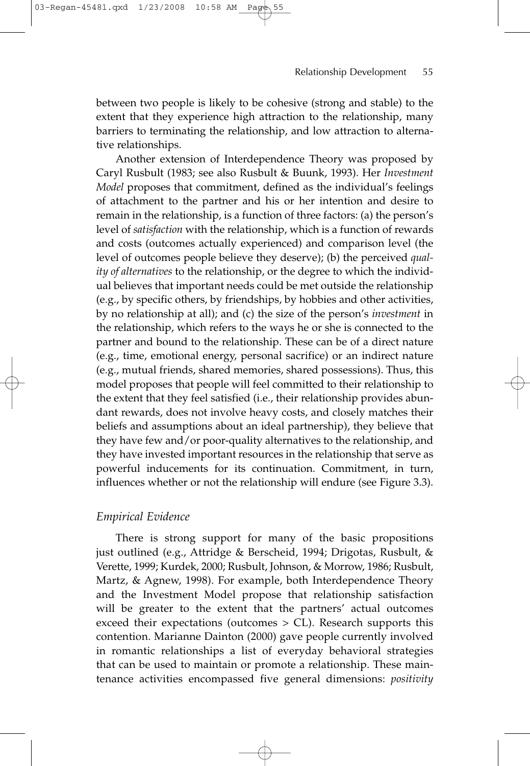between two people is likely to be cohesive (strong and stable) to the extent that they experience high attraction to the relationship, many barriers to terminating the relationship, and low attraction to alternative relationships.

Another extension of Interdependence Theory was proposed by Caryl Rusbult (1983; see also Rusbult & Buunk, 1993). Her *Investment Model* proposes that commitment, defined as the individual's feelings of attachment to the partner and his or her intention and desire to remain in the relationship, is a function of three factors: (a) the person's level of *satisfaction* with the relationship, which is a function of rewards and costs (outcomes actually experienced) and comparison level (the level of outcomes people believe they deserve); (b) the perceived *quality of alternatives* to the relationship, or the degree to which the individual believes that important needs could be met outside the relationship (e.g., by specific others, by friendships, by hobbies and other activities, by no relationship at all); and (c) the size of the person's *investment* in the relationship, which refers to the ways he or she is connected to the partner and bound to the relationship. These can be of a direct nature (e.g., time, emotional energy, personal sacrifice) or an indirect nature (e.g., mutual friends, shared memories, shared possessions). Thus, this model proposes that people will feel committed to their relationship to the extent that they feel satisfied (i.e., their relationship provides abundant rewards, does not involve heavy costs, and closely matches their beliefs and assumptions about an ideal partnership), they believe that they have few and/or poor-quality alternatives to the relationship, and they have invested important resources in the relationship that serve as powerful inducements for its continuation. Commitment, in turn, influences whether or not the relationship will endure (see Figure 3.3).

### *Empirical Evidence*

There is strong support for many of the basic propositions just outlined (e.g., Attridge & Berscheid, 1994; Drigotas, Rusbult, & Verette, 1999; Kurdek, 2000; Rusbult, Johnson, & Morrow, 1986; Rusbult, Martz, & Agnew, 1998). For example, both Interdependence Theory and the Investment Model propose that relationship satisfaction will be greater to the extent that the partners' actual outcomes exceed their expectations (outcomes > CL). Research supports this contention. Marianne Dainton (2000) gave people currently involved in romantic relationships a list of everyday behavioral strategies that can be used to maintain or promote a relationship. These maintenance activities encompassed five general dimensions: *positivity*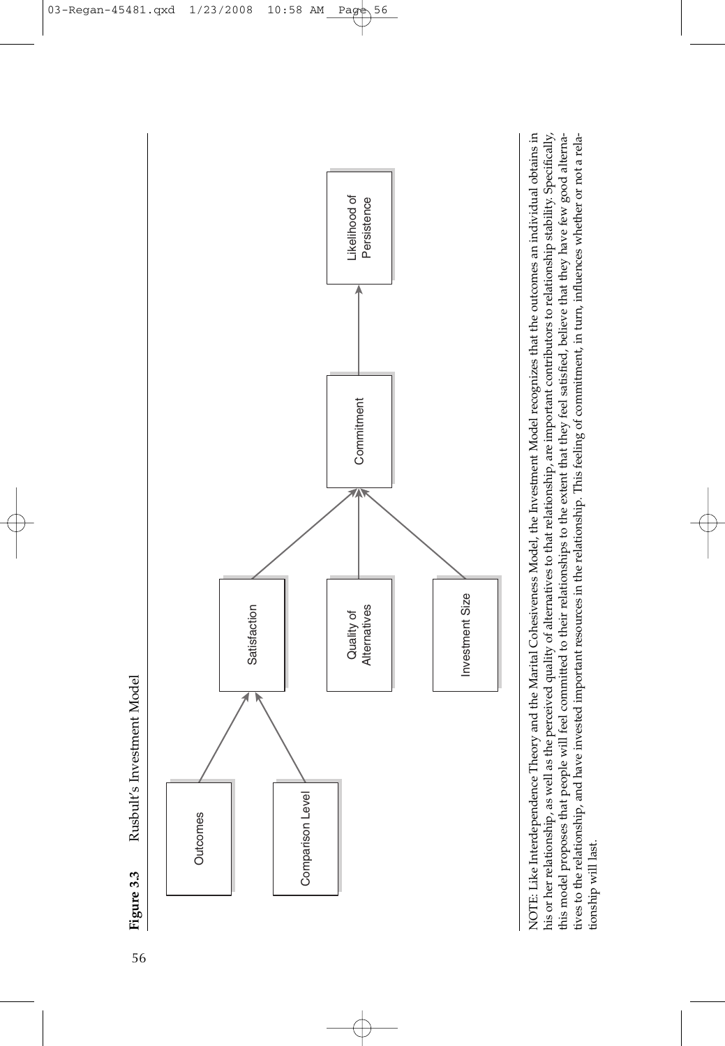**Figure 3.3** Rusbult's Investment Model

NOTE: Like Interdependence Theory and the Marital Cohesiveness Model, the Investment Model recognizes that the outcomes an individual obtains in his or her relationship, as well as the perceived quality of alternatives to that relationship, are important contributors to relationship stability. Specifically, this model proposes that people will feel committed to their relationships to the extent that they feel satisfied, believe that they have few good alternatives to the relationship, and have invested important resources in the relationship. This feeling of commitment, in turn, influences whether or not a relationship will last.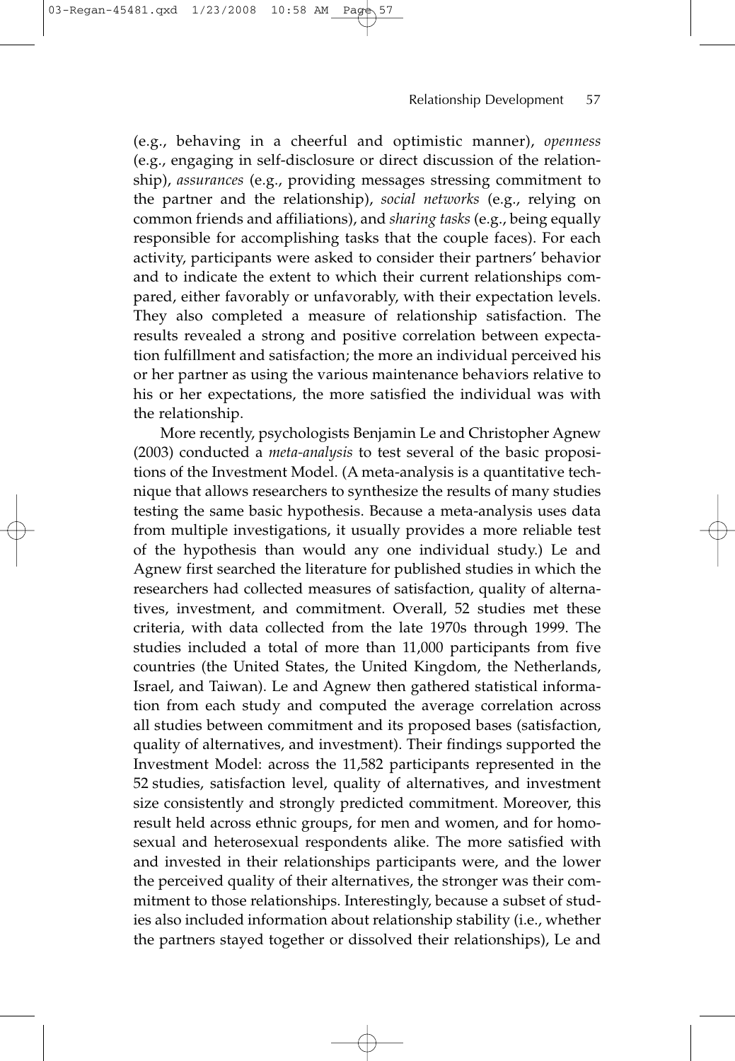(e.g., behaving in a cheerful and optimistic manner), *openness* (e.g., engaging in self-disclosure or direct discussion of the relationship), *assurances* (e.g., providing messages stressing commitment to the partner and the relationship), *social networks* (e.g., relying on common friends and affiliations), and *sharing tasks* (e.g., being equally responsible for accomplishing tasks that the couple faces). For each activity, participants were asked to consider their partners' behavior and to indicate the extent to which their current relationships compared, either favorably or unfavorably, with their expectation levels. They also completed a measure of relationship satisfaction. The results revealed a strong and positive correlation between expectation fulfillment and satisfaction; the more an individual perceived his or her partner as using the various maintenance behaviors relative to his or her expectations, the more satisfied the individual was with the relationship.

More recently, psychologists Benjamin Le and Christopher Agnew (2003) conducted a *meta-analysis* to test several of the basic propositions of the Investment Model. (A meta-analysis is a quantitative technique that allows researchers to synthesize the results of many studies testing the same basic hypothesis. Because a meta-analysis uses data from multiple investigations, it usually provides a more reliable test of the hypothesis than would any one individual study.) Le and Agnew first searched the literature for published studies in which the researchers had collected measures of satisfaction, quality of alternatives, investment, and commitment. Overall, 52 studies met these criteria, with data collected from the late 1970s through 1999. The studies included a total of more than 11,000 participants from five countries (the United States, the United Kingdom, the Netherlands, Israel, and Taiwan). Le and Agnew then gathered statistical information from each study and computed the average correlation across all studies between commitment and its proposed bases (satisfaction, quality of alternatives, and investment). Their findings supported the Investment Model: across the 11,582 participants represented in the 52 studies, satisfaction level, quality of alternatives, and investment size consistently and strongly predicted commitment. Moreover, this result held across ethnic groups, for men and women, and for homosexual and heterosexual respondents alike. The more satisfied with and invested in their relationships participants were, and the lower the perceived quality of their alternatives, the stronger was their commitment to those relationships. Interestingly, because a subset of studies also included information about relationship stability (i.e., whether the partners stayed together or dissolved their relationships), Le and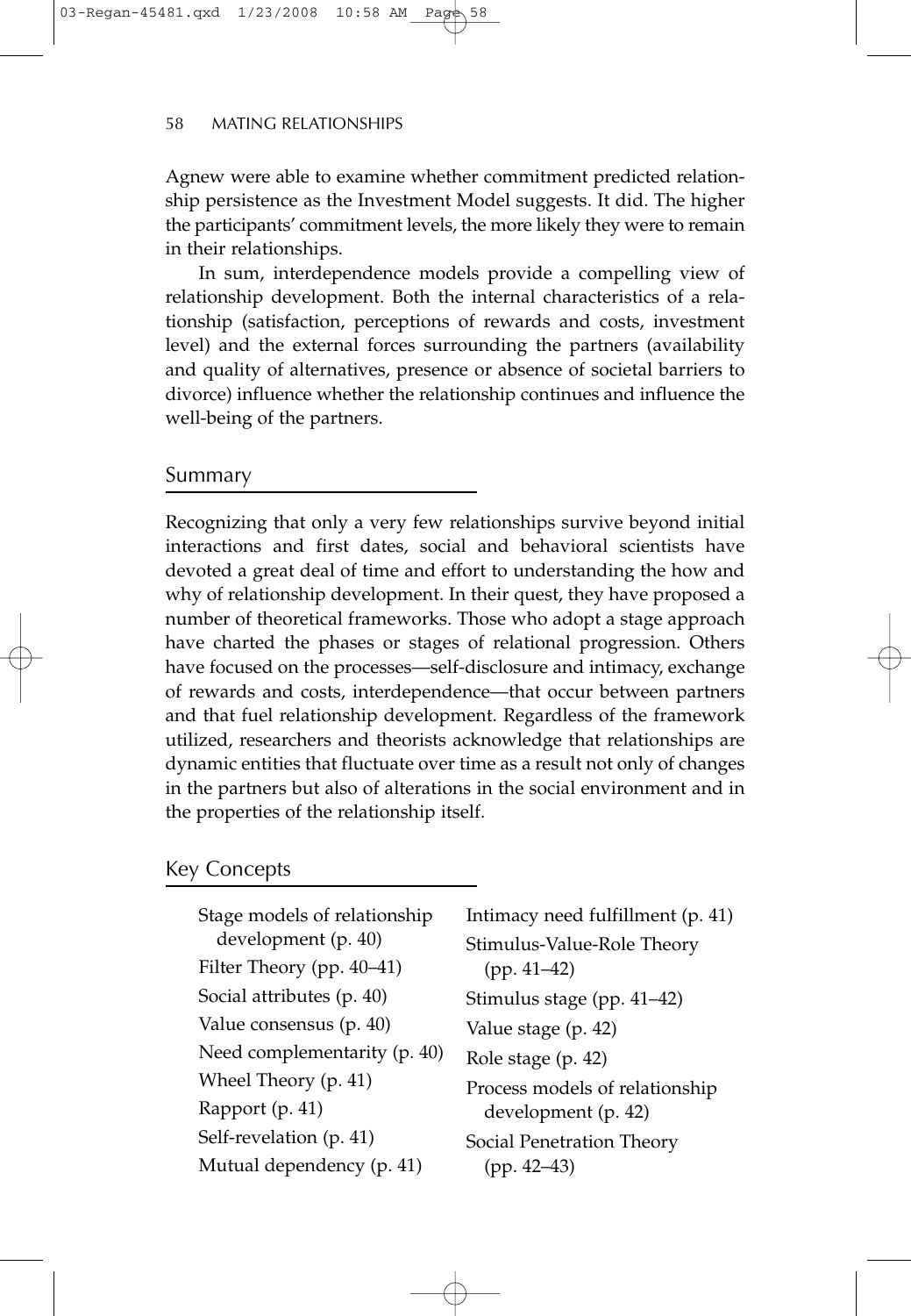Agnew were able to examine whether commitment predicted relationship persistence as the Investment Model suggests. It did. The higher the participants' commitment levels, the more likely they were to remain in their relationships.

In sum, interdependence models provide a compelling view of relationship development. Both the internal characteristics of a relationship (satisfaction, perceptions of rewards and costs, investment level) and the external forces surrounding the partners (availability and quality of alternatives, presence or absence of societal barriers to divorce) influence whether the relationship continues and influence the well-being of the partners.

## Summary

Recognizing that only a very few relationships survive beyond initial interactions and first dates, social and behavioral scientists have devoted a great deal of time and effort to understanding the how and why of relationship development. In their quest, they have proposed a number of theoretical frameworks. Those who adopt a stage approach have charted the phases or stages of relational progression. Others have focused on the processes—self-disclosure and intimacy, exchange of rewards and costs, interdependence—that occur between partners and that fuel relationship development. Regardless of the framework utilized, researchers and theorists acknowledge that relationships are dynamic entities that fluctuate over time as a result not only of changes in the partners but also of alterations in the social environment and in the properties of the relationship itself.

## Key Concepts

- Stage models of relationship development (p. 40)
- Filter Theory (pp. 40–41)
- Social attributes (p. 40)
- Value consensus (p. 40)
- Need complementarity (p. 40)
- Wheel Theory (p. 41)
- Rapport (p. 41)
- Self-revelation (p. 41)
- Mutual dependency (p. 41)
- Intimacy need fulfillment (p. 41)
- Stimulus-Value-Role Theory (pp. 41–42)
- Stimulus stage (pp. 41–42)
- Value stage (p. 42)
- Role stage (p. 42)
- Process models of relationship development (p. 42)
- Social Penetration Theory (pp. 42–43)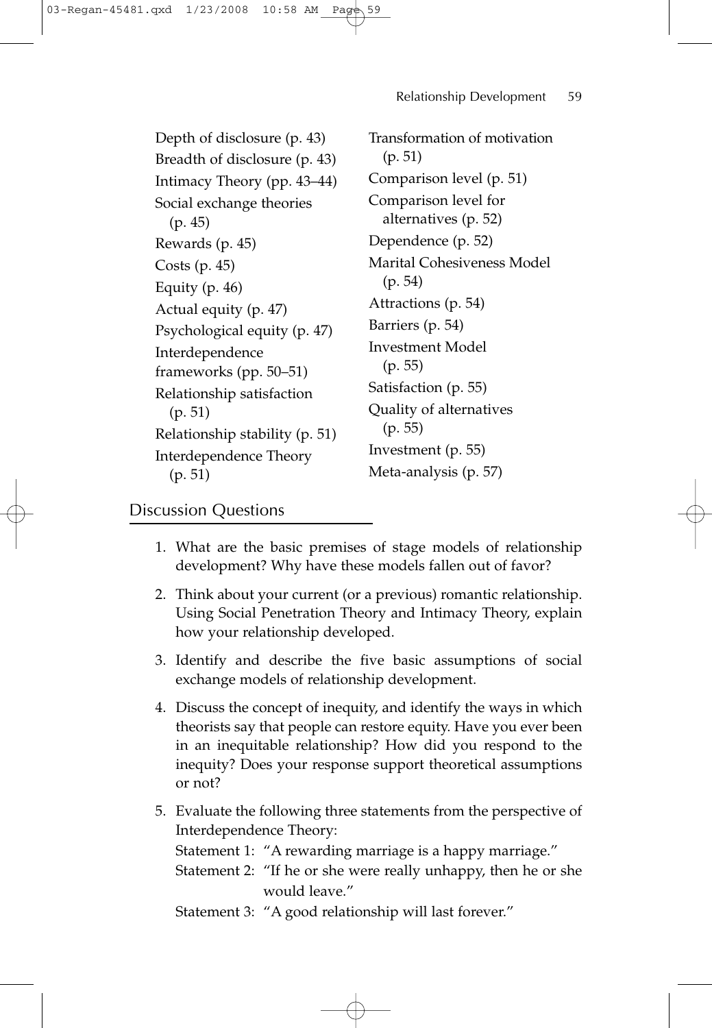Depth of disclosure (p. 43)
Breadth of disclosure (p. 43)
Intimacy Theory (pp. 43–44)
Social exchange theories (p. 45)
Rewards (p. 45)
Costs (p. 45)
Equity (p. 46)
Actual equity (p. 47)
Psychological equity (p. 47)
Interdependence frameworks (pp. 50–51)
Relationship satisfaction (p. 51)
Relationship stability (p. 51)
Interdependence Theory (p. 51)
Transformation of motivation (p. 51)
Comparison level (p. 51)
Comparison level for alternatives (p. 52)
Dependence (p. 52)
Marital Cohesiveness Model (p. 54)
Attractions (p. 54)
Barriers (p. 54)
Investment Model (p. 55)
Satisfaction (p. 55)
Quality of alternatives (p. 55)
Investment (p. 55)
Meta-analysis (p. 57)

## Discussion Questions

1. What are the basic premises of stage models of relationship development? Why have these models fallen out of favor?
2. Think about your current (or a previous) romantic relationship. Using Social Penetration Theory and Intimacy Theory, explain how your relationship developed.
3. Identify and describe the five basic assumptions of social exchange models of relationship development.
4. Discuss the concept of inequity, and identify the ways in which theorists say that people can restore equity. Have you ever been in an inequitable relationship? How did you respond to the inequity? Does your response support theoretical assumptions or not?
5. Evaluate the following three statements from the perspective of Interdependence Theory:

   Statement 1: "A rewarding marriage is a happy marriage."

   Statement 2: "If he or she were really unhappy, then he or she would leave."

   Statement 3: "A good relationship will last forever."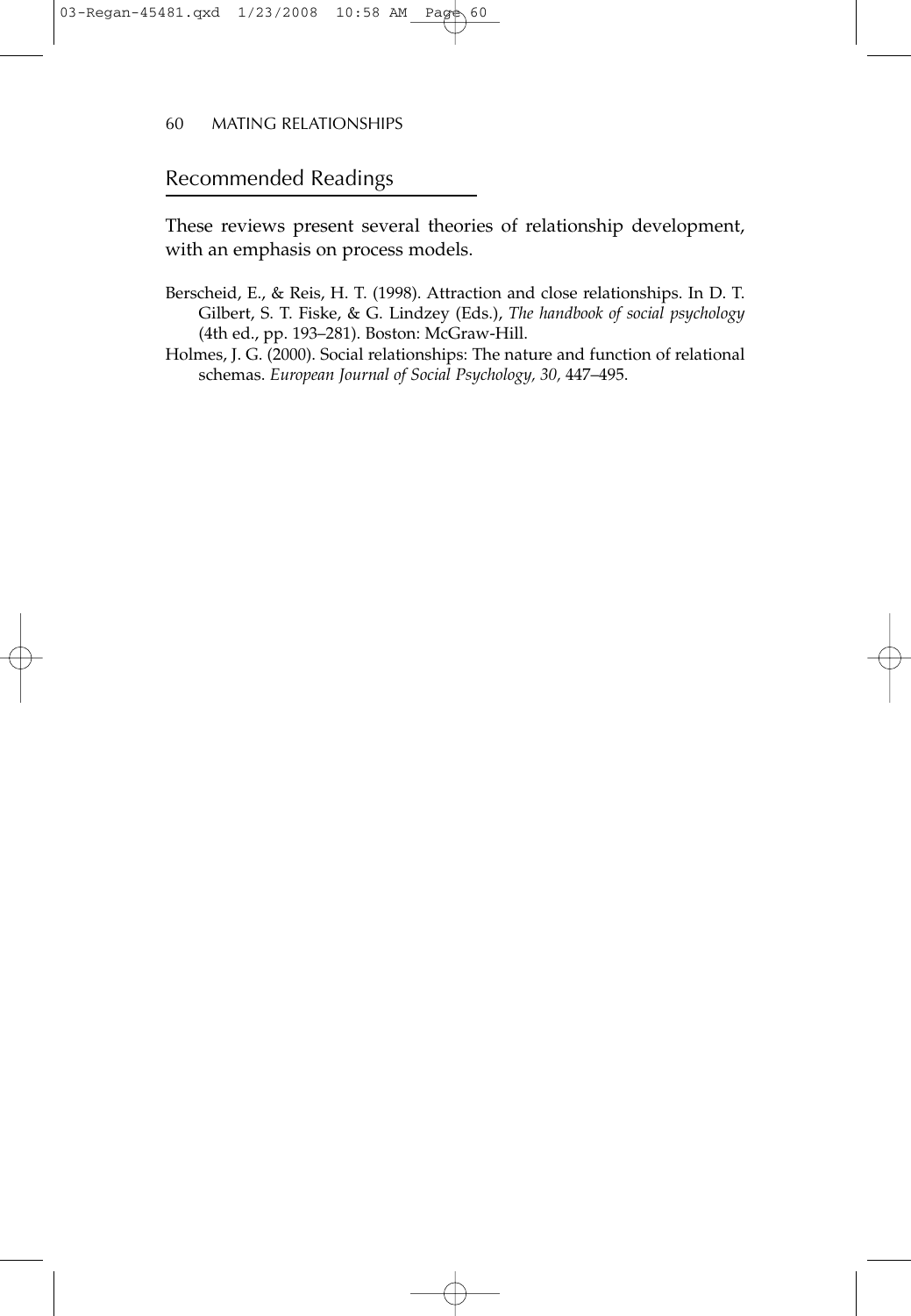## Recommended Readings

These reviews present several theories of relationship development, with an emphasis on process models.

Berscheid, E., & Reis, H. T. (1998). Attraction and close relationships. In D. T. Gilbert, S. T. Fiske, & G. Lindzey (Eds.), *The handbook of social psychology* (4th ed., pp. 193–281). Boston: McGraw-Hill.

Holmes, J. G. (2000). Social relationships: The nature and function of relational schemas. *European Journal of Social Psychology, 30,* 447–495.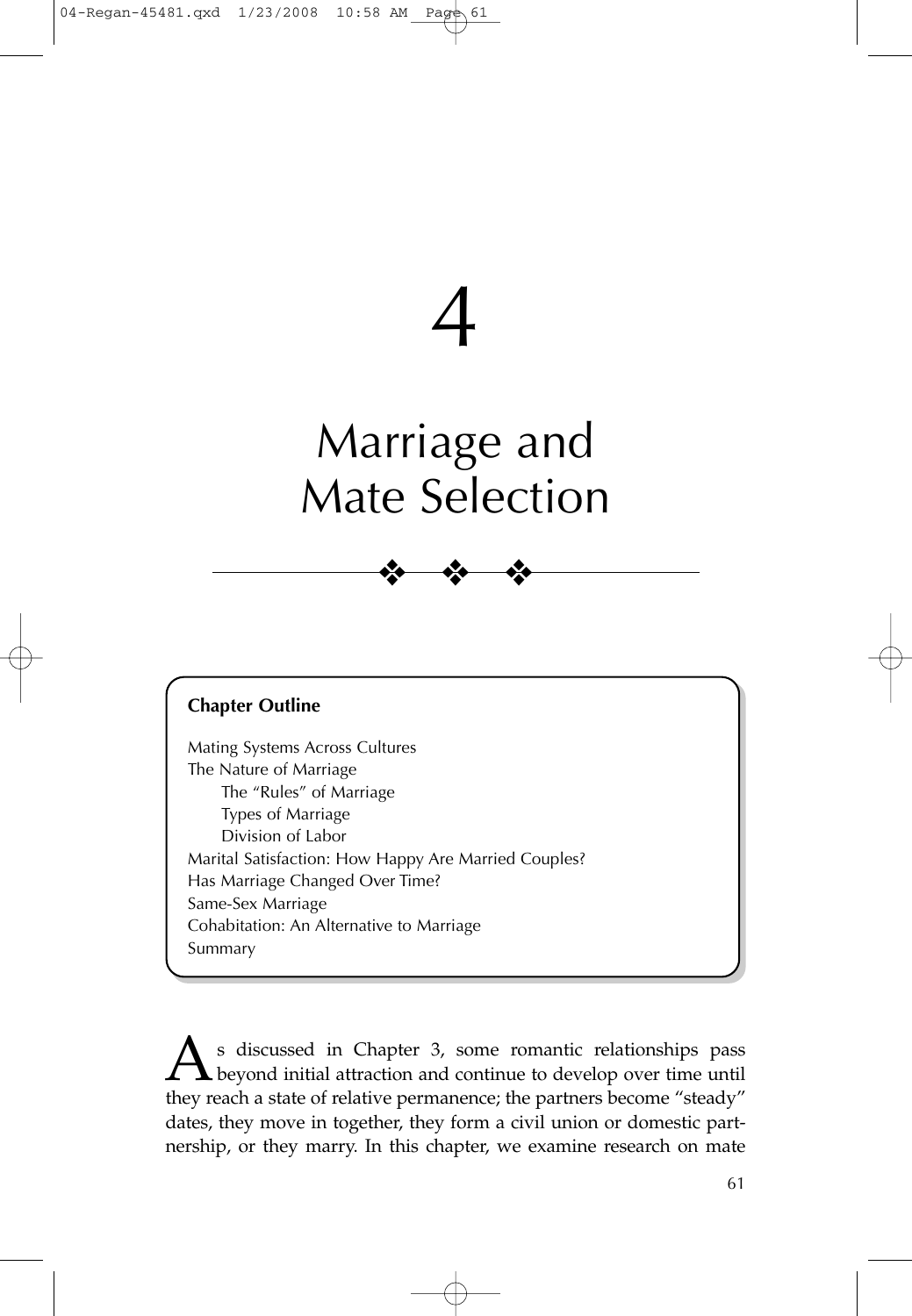# 4

# Marriage and Mate Selection

❖ ❖ ❖

**Chapter Outline**

Mating Systems Across Cultures
The Nature of Marriage
    The "Rules" of Marriage
    Types of Marriage
    Division of Labor
Marital Satisfaction: How Happy Are Married Couples?
Has Marriage Changed Over Time?
Same-Sex Marriage
Cohabitation: An Alternative to Marriage
Summary

As discussed in Chapter 3, some romantic relationships pass beyond initial attraction and continue to develop over time until they reach a state of relative permanence; the partners become "steady" dates, they move in together, they form a civil union or domestic partnership, or they marry. In this chapter, we examine research on mate